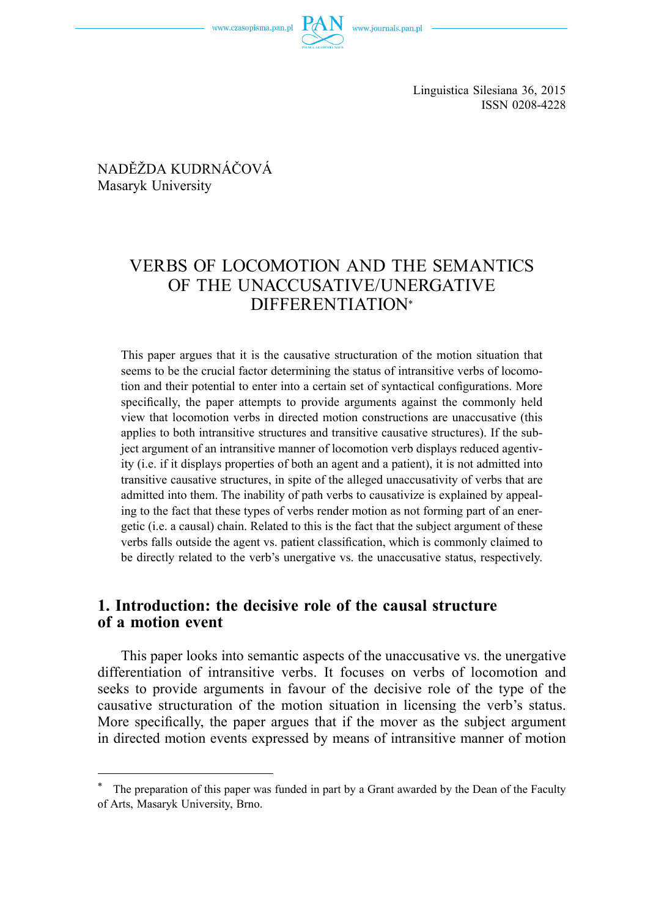Linguistica Silesiana 36, 2015
ISSN 0208-4228

NADĚŽDA KUDRNÁČOVÁ
Masaryk University

# VERBS OF LOCOMOTION AND THE SEMANTICS OF THE UNACCUSATIVE/UNERGATIVE DIFFERENTIATION*

This paper argues that it is the causative structuration of the motion situation that seems to be the crucial factor determining the status of intransitive verbs of locomotion and their potential to enter into a certain set of syntactical configurations. More specifically, the paper attempts to provide arguments against the commonly held view that locomotion verbs in directed motion constructions are unaccusative (this applies to both intransitive structures and transitive causative structures). If the subject argument of an intransitive manner of locomotion verb displays reduced agentivity (i.e. if it displays properties of both an agent and a patient), it is not admitted into transitive causative structures, in spite of the alleged unaccusativity of verbs that are admitted into them. The inability of path verbs to causativize is explained by appealing to the fact that these types of verbs render motion as not forming part of an energetic (i.e. a causal) chain. Related to this is the fact that the subject argument of these verbs falls outside the agent vs. patient classification, which is commonly claimed to be directly related to the verb's unergative vs. the unaccusative status, respectively.

## 1. Introduction: the decisive role of the causal structure of a motion event

This paper looks into semantic aspects of the unaccusative vs. the unergative differentiation of intransitive verbs. It focuses on verbs of locomotion and seeks to provide arguments in favour of the decisive role of the type of the causative structuration of the motion situation in licensing the verb's status. More specifically, the paper argues that if the mover as the subject argument in directed motion events expressed by means of intransitive manner of motion

---

* The preparation of this paper was funded in part by a Grant awarded by the Dean of the Faculty of Arts, Masaryk University, Brno.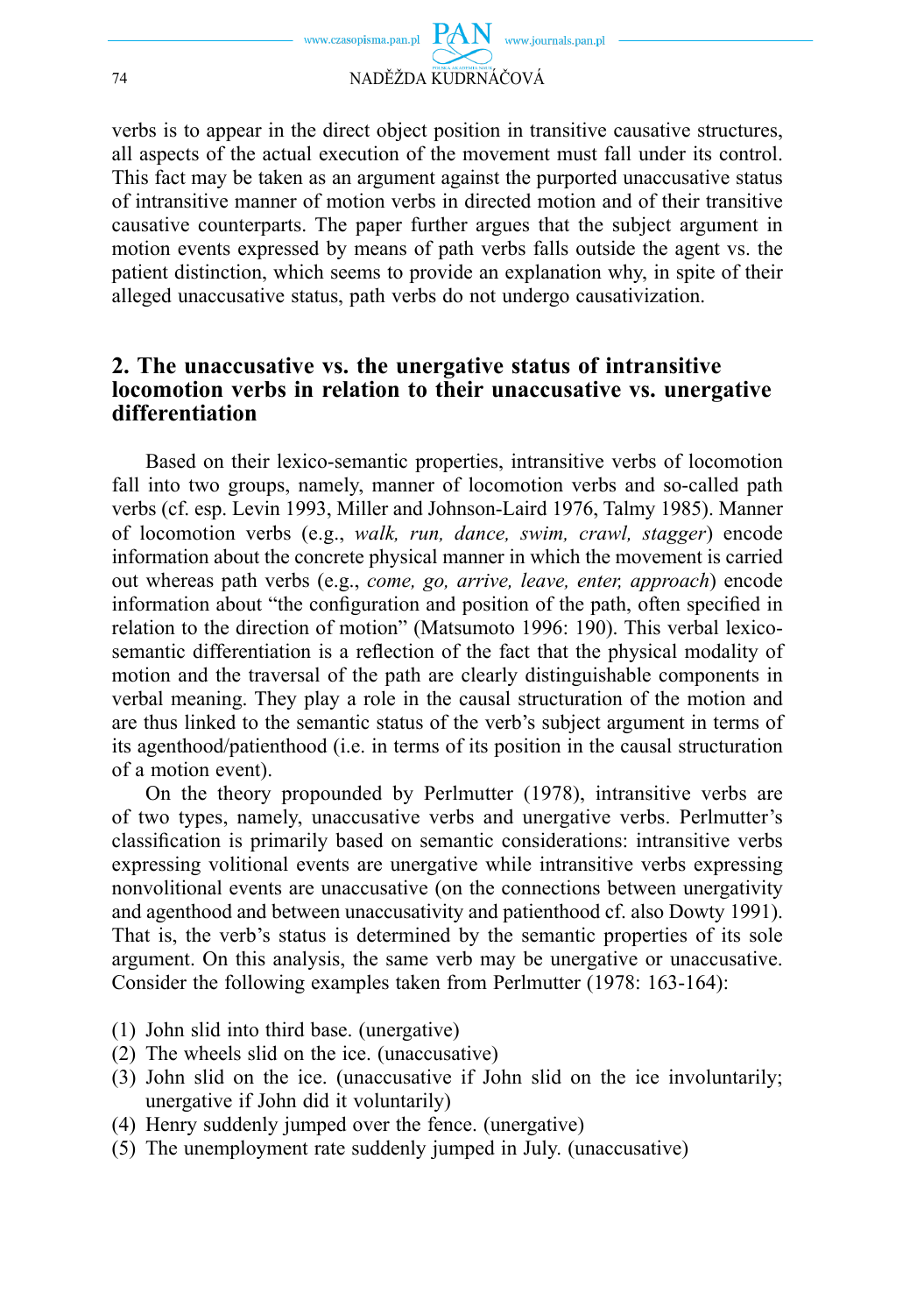verbs is to appear in the direct object position in transitive causative structures, all aspects of the actual execution of the movement must fall under its control. This fact may be taken as an argument against the purported unaccusative status of intransitive manner of motion verbs in directed motion and of their transitive causative counterparts. The paper further argues that the subject argument in motion events expressed by means of path verbs falls outside the agent vs. the patient distinction, which seems to provide an explanation why, in spite of their alleged unaccusative status, path verbs do not undergo causativization.

## 2. The unaccusative vs. the unergative status of intransitive locomotion verbs in relation to their unaccusative vs. unergative differentiation

Based on their lexico-semantic properties, intransitive verbs of locomotion fall into two groups, namely, manner of locomotion verbs and so-called path verbs (cf. esp. Levin 1993, Miller and Johnson-Laird 1976, Talmy 1985). Manner of locomotion verbs (e.g., *walk, run, dance, swim, crawl, stagger*) encode information about the concrete physical manner in which the movement is carried out whereas path verbs (e.g., *come, go, arrive, leave, enter, approach*) encode information about "the configuration and position of the path, often specified in relation to the direction of motion" (Matsumoto 1996: 190). This verbal lexico-semantic differentiation is a reflection of the fact that the physical modality of motion and the traversal of the path are clearly distinguishable components in verbal meaning. They play a role in the causal structuration of the motion and are thus linked to the semantic status of the verb's subject argument in terms of its agenthood/patienthood (i.e. in terms of its position in the causal structuration of a motion event).

On the theory propounded by Perlmutter (1978), intransitive verbs are of two types, namely, unaccusative verbs and unergative verbs. Perlmutter's classification is primarily based on semantic considerations: intransitive verbs expressing volitional events are unergative while intransitive verbs expressing nonvolitional events are unaccusative (on the connections between unergativity and agenthood and between unaccusativity and patienthood cf. also Dowty 1991). That is, the verb's status is determined by the semantic properties of its sole argument. On this analysis, the same verb may be unergative or unaccusative. Consider the following examples taken from Perlmutter (1978: 163-164):

(1) John slid into third base. (unergative)
(2) The wheels slid on the ice. (unaccusative)
(3) John slid on the ice. (unaccusative if John slid on the ice involuntarily; unergative if John did it voluntarily)
(4) Henry suddenly jumped over the fence. (unergative)
(5) The unemployment rate suddenly jumped in July. (unaccusative)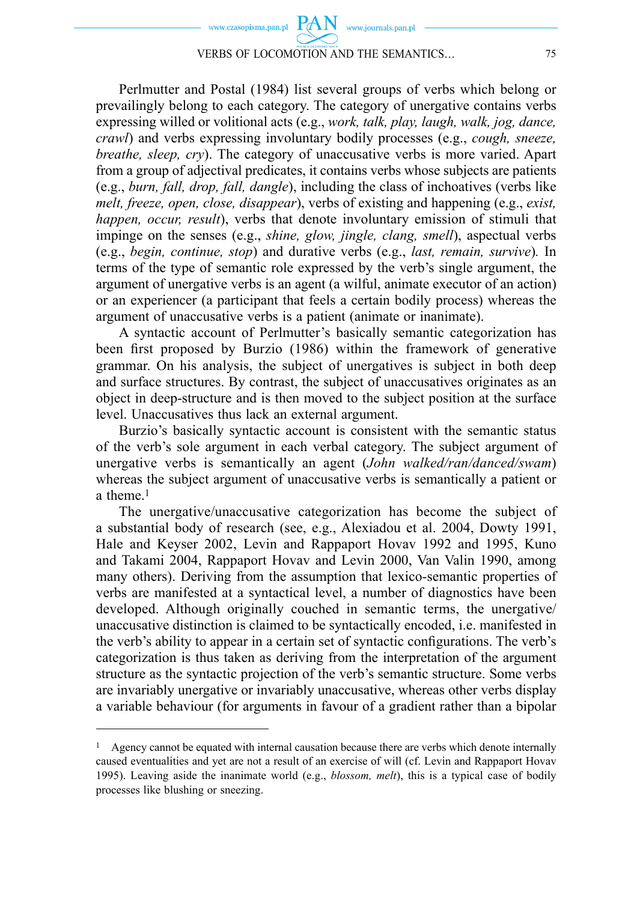Perlmutter and Postal (1984) list several groups of verbs which belong or prevailingly belong to each category. The category of unergative contains verbs expressing willed or volitional acts (e.g., *work, talk, play, laugh, walk, jog, dance, crawl*) and verbs expressing involuntary bodily processes (e.g., *cough, sneeze, breathe, sleep, cry*). The category of unaccusative verbs is more varied. Apart from a group of adjectival predicates, it contains verbs whose subjects are patients (e.g., *burn, fall, drop, fall, dangle*), including the class of inchoatives (verbs like *melt, freeze, open, close, disappear*), verbs of existing and happening (e.g., *exist, happen, occur, result*), verbs that denote involuntary emission of stimuli that impinge on the senses (e.g., *shine, glow, jingle, clang, smell*), aspectual verbs (e.g., *begin, continue, stop*) and durative verbs (e.g., *last, remain, survive*). In terms of the type of semantic role expressed by the verb's single argument, the argument of unergative verbs is an agent (a wilful, animate executor of an action) or an experiencer (a participant that feels a certain bodily process) whereas the argument of unaccusative verbs is a patient (animate or inanimate).

A syntactic account of Perlmutter's basically semantic categorization has been first proposed by Burzio (1986) within the framework of generative grammar. On his analysis, the subject of unergatives is subject in both deep and surface structures. By contrast, the subject of unaccusatives originates as an object in deep-structure and is then moved to the subject position at the surface level. Unaccusatives thus lack an external argument.

Burzio's basically syntactic account is consistent with the semantic status of the verb's sole argument in each verbal category. The subject argument of unergative verbs is semantically an agent (*John walked/ran/danced/swam*) whereas the subject argument of unaccusative verbs is semantically a patient or a theme.[1]

The unergative/unaccusative categorization has become the subject of a substantial body of research (see, e.g., Alexiadou et al. 2004, Dowty 1991, Hale and Keyser 2002, Levin and Rappaport Hovav 1992 and 1995, Kuno and Takami 2004, Rappaport Hovav and Levin 2000, Van Valin 1990, among many others). Deriving from the assumption that lexico-semantic properties of verbs are manifested at a syntactical level, a number of diagnostics have been developed. Although originally couched in semantic terms, the unergative/unaccusative distinction is claimed to be syntactically encoded, i.e. manifested in the verb's ability to appear in a certain set of syntactic configurations. The verb's categorization is thus taken as deriving from the interpretation of the argument structure as the syntactic projection of the verb's semantic structure. Some verbs are invariably unergative or invariably unaccusative, whereas other verbs display a variable behaviour (for arguments in favour of a gradient rather than a bipolar

---

[1] Agency cannot be equated with internal causation because there are verbs which denote internally caused eventualities and yet are not a result of an exercise of will (cf. Levin and Rappaport Hovav 1995). Leaving aside the inanimate world (e.g., *blossom, melt*), this is a typical case of bodily processes like blushing or sneezing.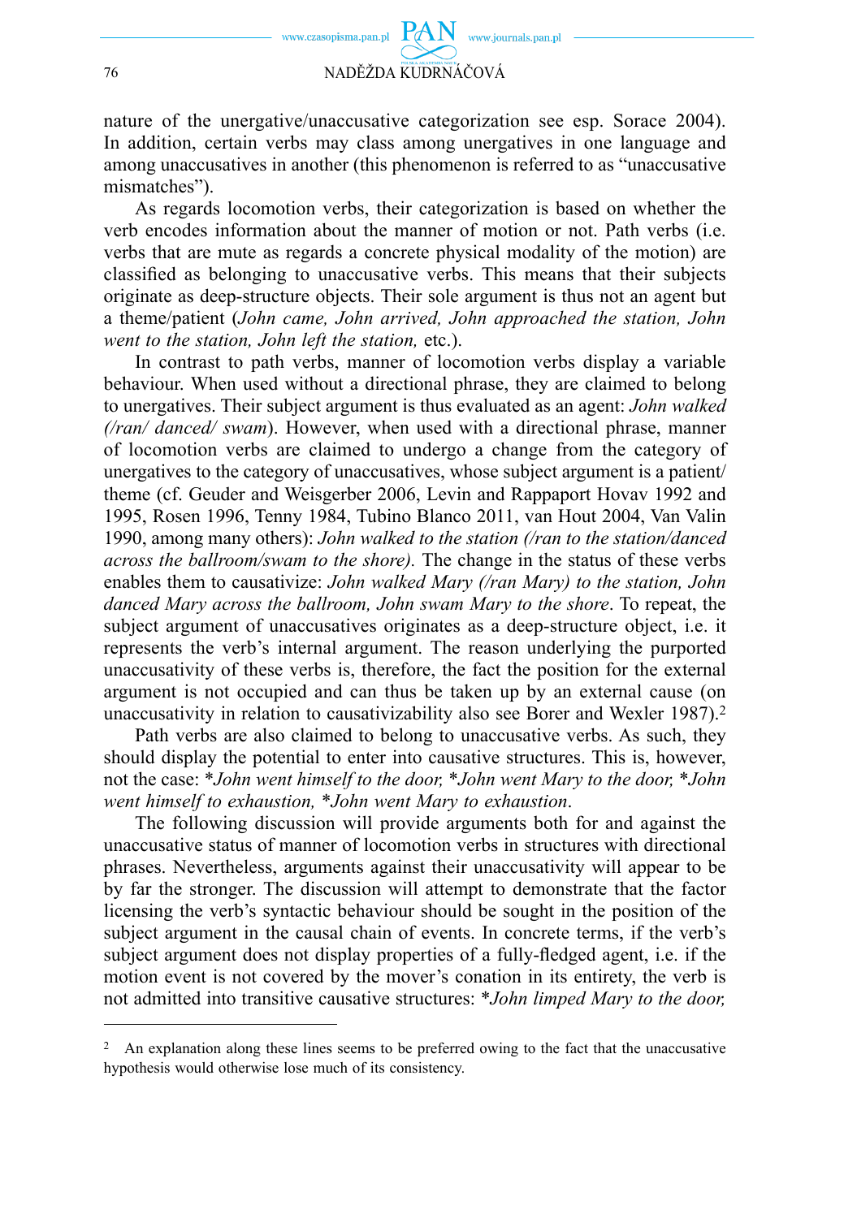nature of the unergative/unaccusative categorization see esp. Sorace 2004). In addition, certain verbs may class among unergatives in one language and among unaccusatives in another (this phenomenon is referred to as "unaccusative mismatches").

As regards locomotion verbs, their categorization is based on whether the verb encodes information about the manner of motion or not. Path verbs (i.e. verbs that are mute as regards a concrete physical modality of the motion) are classified as belonging to unaccusative verbs. This means that their subjects originate as deep-structure objects. Their sole argument is thus not an agent but a theme/patient (*John came, John arrived, John approached the station, John went to the station, John left the station,* etc.).

In contrast to path verbs, manner of locomotion verbs display a variable behaviour. When used without a directional phrase, they are claimed to belong to unergatives. Their subject argument is thus evaluated as an agent: *John walked (/ran/ danced/ swam*). However, when used with a directional phrase, manner of locomotion verbs are claimed to undergo a change from the category of unergatives to the category of unaccusatives, whose subject argument is a patient/ theme (cf. Geuder and Weisgerber 2006, Levin and Rappaport Hovav 1992 and 1995, Rosen 1996, Tenny 1984, Tubino Blanco 2011, van Hout 2004, Van Valin 1990, among many others): *John walked to the station (/ran to the station/danced across the ballroom/swam to the shore).* The change in the status of these verbs enables them to causativize: *John walked Mary (/ran Mary) to the station, John danced Mary across the ballroom, John swam Mary to the shore*. To repeat, the subject argument of unaccusatives originates as a deep-structure object, i.e. it represents the verb's internal argument. The reason underlying the purported unaccusativity of these verbs is, therefore, the fact the position for the external argument is not occupied and can thus be taken up by an external cause (on unaccusativity in relation to causativizability also see Borer and Wexler 1987).[2]

Path verbs are also claimed to belong to unaccusative verbs. As such, they should display the potential to enter into causative structures. This is, however, not the case: **John went himself to the door,* **John went Mary to the door,* **John went himself to exhaustion,* **John went Mary to exhaustion*.

The following discussion will provide arguments both for and against the unaccusative status of manner of locomotion verbs in structures with directional phrases. Nevertheless, arguments against their unaccusativity will appear to be by far the stronger. The discussion will attempt to demonstrate that the factor licensing the verb's syntactic behaviour should be sought in the position of the subject argument in the causal chain of events. In concrete terms, if the verb's subject argument does not display properties of a fully-fledged agent, i.e. if the motion event is not covered by the mover's conation in its entirety, the verb is not admitted into transitive causative structures: **John limped Mary to the door,*

---

[2] An explanation along these lines seems to be preferred owing to the fact that the unaccusative hypothesis would otherwise lose much of its consistency.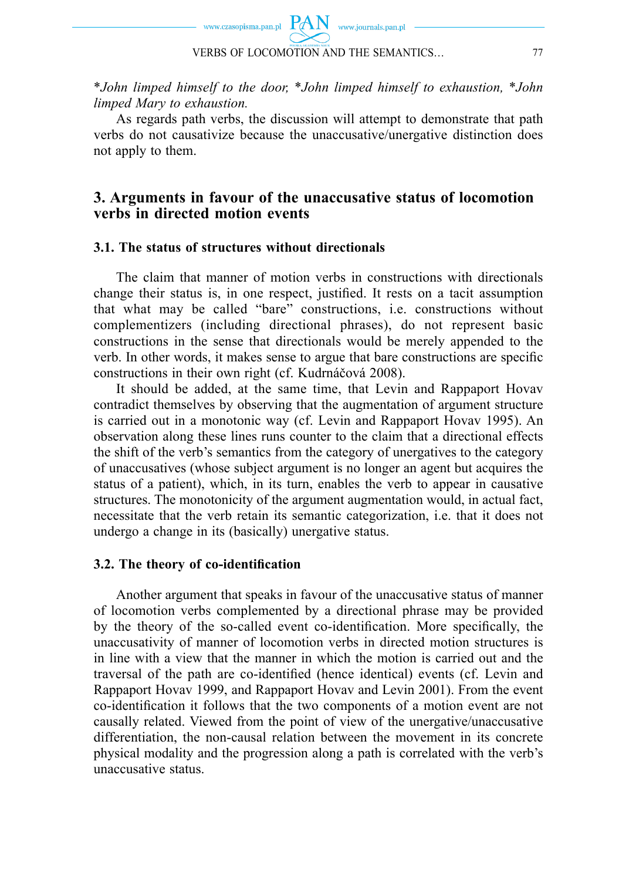**John limped himself to the door, *John limped himself to exhaustion, *John limped Mary to exhaustion.*

As regards path verbs, the discussion will attempt to demonstrate that path verbs do not causativize because the unaccusative/unergative distinction does not apply to them.

## 3. Arguments in favour of the unaccusative status of locomotion verbs in directed motion events

### 3.1. The status of structures without directionals

The claim that manner of motion verbs in constructions with directionals change their status is, in one respect, justified. It rests on a tacit assumption that what may be called "bare" constructions, i.e. constructions without complementizers (including directional phrases), do not represent basic constructions in the sense that directionals would be merely appended to the verb. In other words, it makes sense to argue that bare constructions are specific constructions in their own right (cf. Kudrnáčová 2008).

It should be added, at the same time, that Levin and Rappaport Hovav contradict themselves by observing that the augmentation of argument structure is carried out in a monotonic way (cf. Levin and Rappaport Hovav 1995). An observation along these lines runs counter to the claim that a directional effects the shift of the verb's semantics from the category of unergatives to the category of unaccusatives (whose subject argument is no longer an agent but acquires the status of a patient), which, in its turn, enables the verb to appear in causative structures. The monotonicity of the argument augmentation would, in actual fact, necessitate that the verb retain its semantic categorization, i.e. that it does not undergo a change in its (basically) unergative status.

### 3.2. The theory of co-identification

Another argument that speaks in favour of the unaccusative status of manner of locomotion verbs complemented by a directional phrase may be provided by the theory of the so-called event co-identification. More specifically, the unaccusativity of manner of locomotion verbs in directed motion structures is in line with a view that the manner in which the motion is carried out and the traversal of the path are co-identified (hence identical) events (cf. Levin and Rappaport Hovav 1999, and Rappaport Hovav and Levin 2001). From the event co-identification it follows that the two components of a motion event are not causally related. Viewed from the point of view of the unergative/unaccusative differentiation, the non-causal relation between the movement in its concrete physical modality and the progression along a path is correlated with the verb's unaccusative status.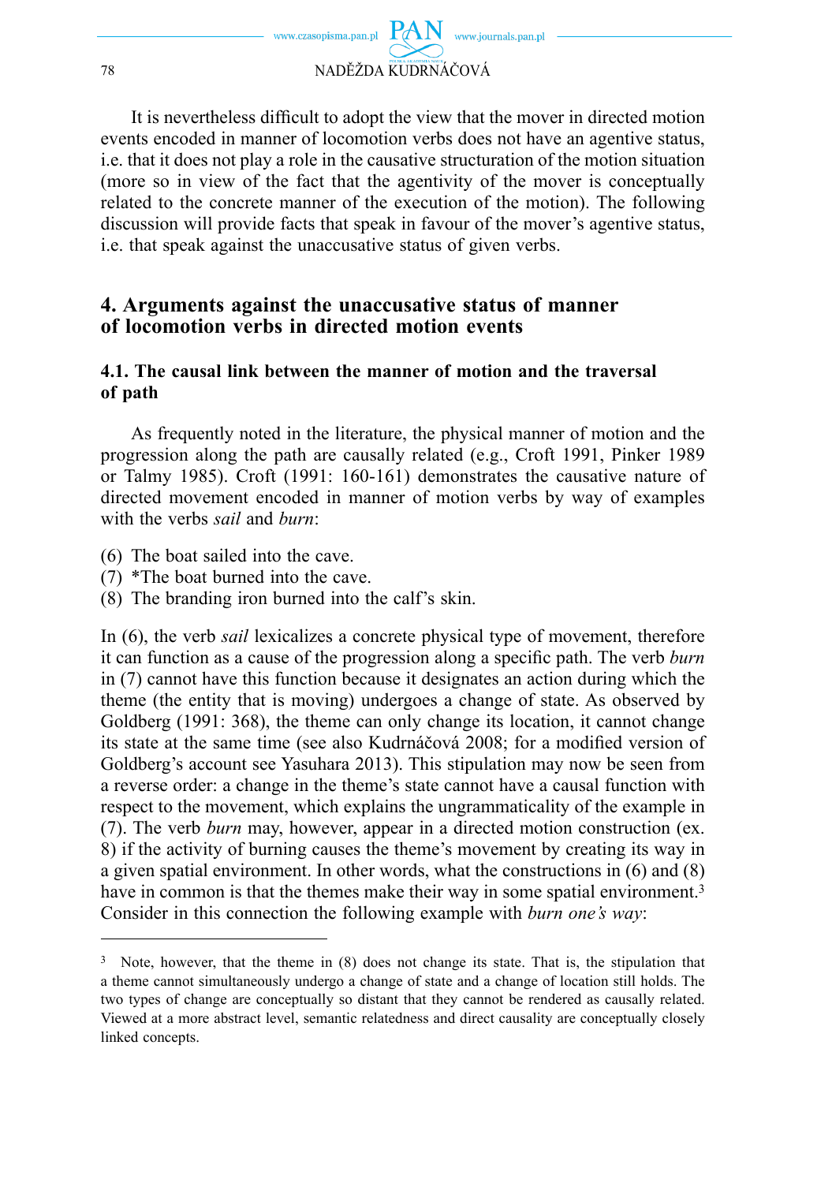It is nevertheless difficult to adopt the view that the mover in directed motion events encoded in manner of locomotion verbs does not have an agentive status, i.e. that it does not play a role in the causative structuration of the motion situation (more so in view of the fact that the agentivity of the mover is conceptually related to the concrete manner of the execution of the motion). The following discussion will provide facts that speak in favour of the mover's agentive status, i.e. that speak against the unaccusative status of given verbs.

## 4. Arguments against the unaccusative status of manner of locomotion verbs in directed motion events

### 4.1. The causal link between the manner of motion and the traversal of path

As frequently noted in the literature, the physical manner of motion and the progression along the path are causally related (e.g., Croft 1991, Pinker 1989 or Talmy 1985). Croft (1991: 160-161) demonstrates the causative nature of directed movement encoded in manner of motion verbs by way of examples with the verbs *sail* and *burn*:

(6) The boat sailed into the cave.
(7) *The boat burned into the cave.
(8) The branding iron burned into the calf's skin.

In (6), the verb *sail* lexicalizes a concrete physical type of movement, therefore it can function as a cause of the progression along a specific path. The verb *burn* in (7) cannot have this function because it designates an action during which the theme (the entity that is moving) undergoes a change of state. As observed by Goldberg (1991: 368), the theme can only change its location, it cannot change its state at the same time (see also Kudrnáčová 2008; for a modified version of Goldberg's account see Yasuhara 2013). This stipulation may now be seen from a reverse order: a change in the theme's state cannot have a causal function with respect to the movement, which explains the ungrammaticality of the example in (7). The verb *burn* may, however, appear in a directed motion construction (ex. 8) if the activity of burning causes the theme's movement by creating its way in a given spatial environment. In other words, what the constructions in (6) and (8) have in common is that the themes make their way in some spatial environment.[3] Consider in this connection the following example with *burn one's way*:

[3] Note, however, that the theme in (8) does not change its state. That is, the stipulation that a theme cannot simultaneously undergo a change of state and a change of location still holds. The two types of change are conceptually so distant that they cannot be rendered as causally related. Viewed at a more abstract level, semantic relatedness and direct causality are conceptually closely linked concepts.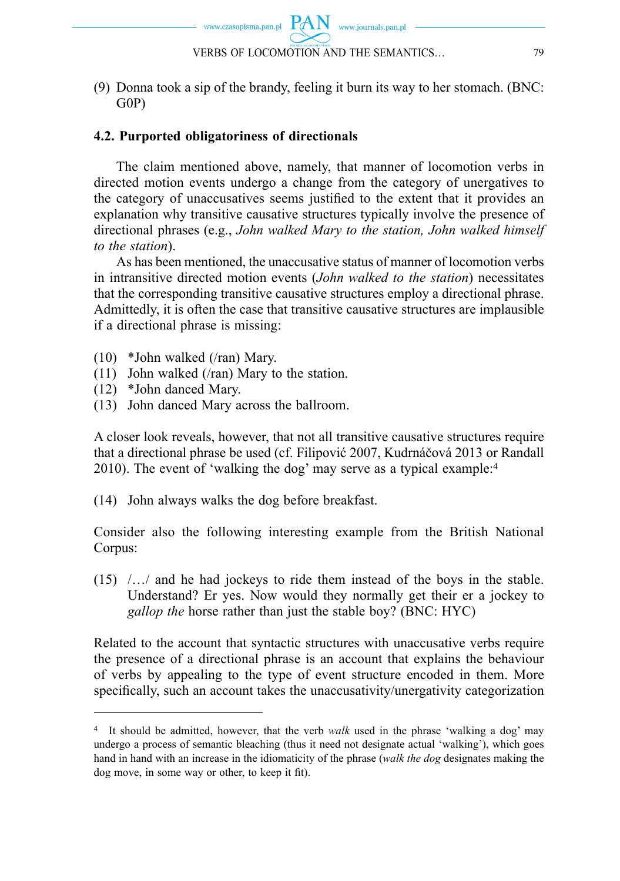(9) Donna took a sip of the brandy, feeling it burn its way to her stomach. (BNC: G0P)

### 4.2. Purported obligatoriness of directionals

The claim mentioned above, namely, that manner of locomotion verbs in directed motion events undergo a change from the category of unergatives to the category of unaccusatives seems justified to the extent that it provides an explanation why transitive causative structures typically involve the presence of directional phrases (e.g., *John walked Mary to the station, John walked himself to the station*).

As has been mentioned, the unaccusative status of manner of locomotion verbs in intransitive directed motion events (*John walked to the station*) necessitates that the corresponding transitive causative structures employ a directional phrase. Admittedly, it is often the case that transitive causative structures are implausible if a directional phrase is missing:

(10) *John walked (/ran) Mary.
(11) John walked (/ran) Mary to the station.
(12) *John danced Mary.
(13) John danced Mary across the ballroom.

A closer look reveals, however, that not all transitive causative structures require that a directional phrase be used (cf. Filipović 2007, Kudrnáčová 2013 or Randall 2010). The event of 'walking the dog' may serve as a typical example:[4]

(14) John always walks the dog before breakfast.

Consider also the following interesting example from the British National Corpus:

(15) /…/ and he had jockeys to ride them instead of the boys in the stable. Understand? Er yes. Now would they normally get their er a jockey to *gallop the* horse rather than just the stable boy? (BNC: HYC)

Related to the account that syntactic structures with unaccusative verbs require the presence of a directional phrase is an account that explains the behaviour of verbs by appealing to the type of event structure encoded in them. More specifically, such an account takes the unaccusativity/unergativity categorization

---

[4] It should be admitted, however, that the verb *walk* used in the phrase 'walking a dog' may undergo a process of semantic bleaching (thus it need not designate actual 'walking'), which goes hand in hand with an increase in the idiomaticity of the phrase (*walk the dog* designates making the dog move, in some way or other, to keep it fit).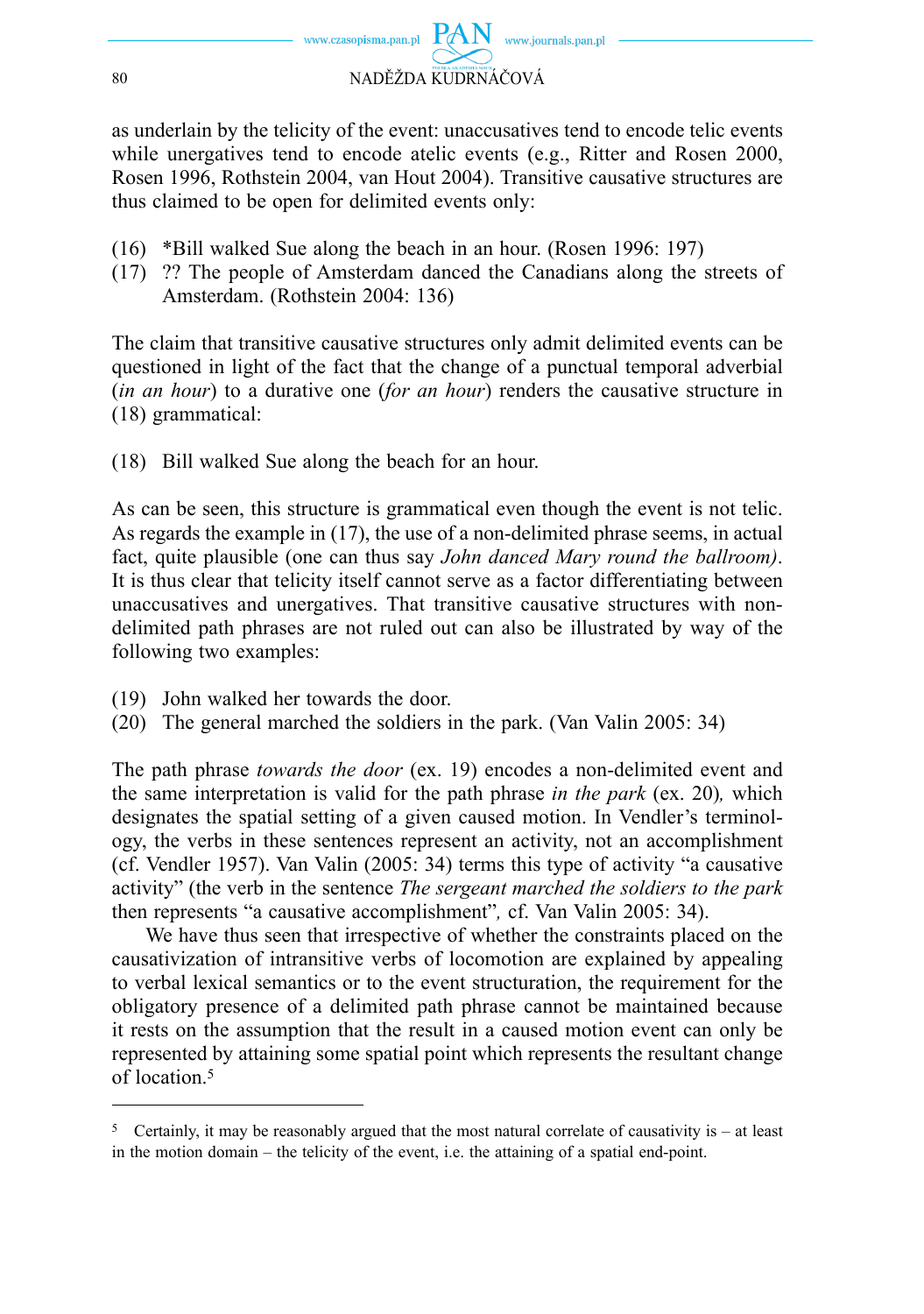as underlain by the telicity of the event: unaccusatives tend to encode telic events while unergatives tend to encode atelic events (e.g., Ritter and Rosen 2000, Rosen 1996, Rothstein 2004, van Hout 2004). Transitive causative structures are thus claimed to be open for delimited events only:

(16) *Bill walked Sue along the beach in an hour. (Rosen 1996: 197)

(17) ?? The people of Amsterdam danced the Canadians along the streets of Amsterdam. (Rothstein 2004: 136)

The claim that transitive causative structures only admit delimited events can be questioned in light of the fact that the change of a punctual temporal adverbial (*in an hour*) to a durative one (*for an hour*) renders the causative structure in (18) grammatical:

(18) Bill walked Sue along the beach for an hour.

As can be seen, this structure is grammatical even though the event is not telic. As regards the example in (17), the use of a non-delimited phrase seems, in actual fact, quite plausible (one can thus say *John danced Mary round the ballroom)*. It is thus clear that telicity itself cannot serve as a factor differentiating between unaccusatives and unergatives. That transitive causative structures with non-delimited path phrases are not ruled out can also be illustrated by way of the following two examples:

(19) John walked her towards the door.

(20) The general marched the soldiers in the park. (Van Valin 2005: 34)

The path phrase *towards the door* (ex. 19) encodes a non-delimited event and the same interpretation is valid for the path phrase *in the park* (ex. 20)*,* which designates the spatial setting of a given caused motion. In Vendler's terminology, the verbs in these sentences represent an activity, not an accomplishment (cf. Vendler 1957). Van Valin (2005: 34) terms this type of activity "a causative activity" (the verb in the sentence *The sergeant marched the soldiers to the park* then represents "a causative accomplishment"*,* cf. Van Valin 2005: 34).

We have thus seen that irrespective of whether the constraints placed on the causativization of intransitive verbs of locomotion are explained by appealing to verbal lexical semantics or to the event structuration, the requirement for the obligatory presence of a delimited path phrase cannot be maintained because it rests on the assumption that the result in a caused motion event can only be represented by attaining some spatial point which represents the resultant change of location.[5]

---

[5] Certainly, it may be reasonably argued that the most natural correlate of causativity is – at least in the motion domain – the telicity of the event, i.e. the attaining of a spatial end-point.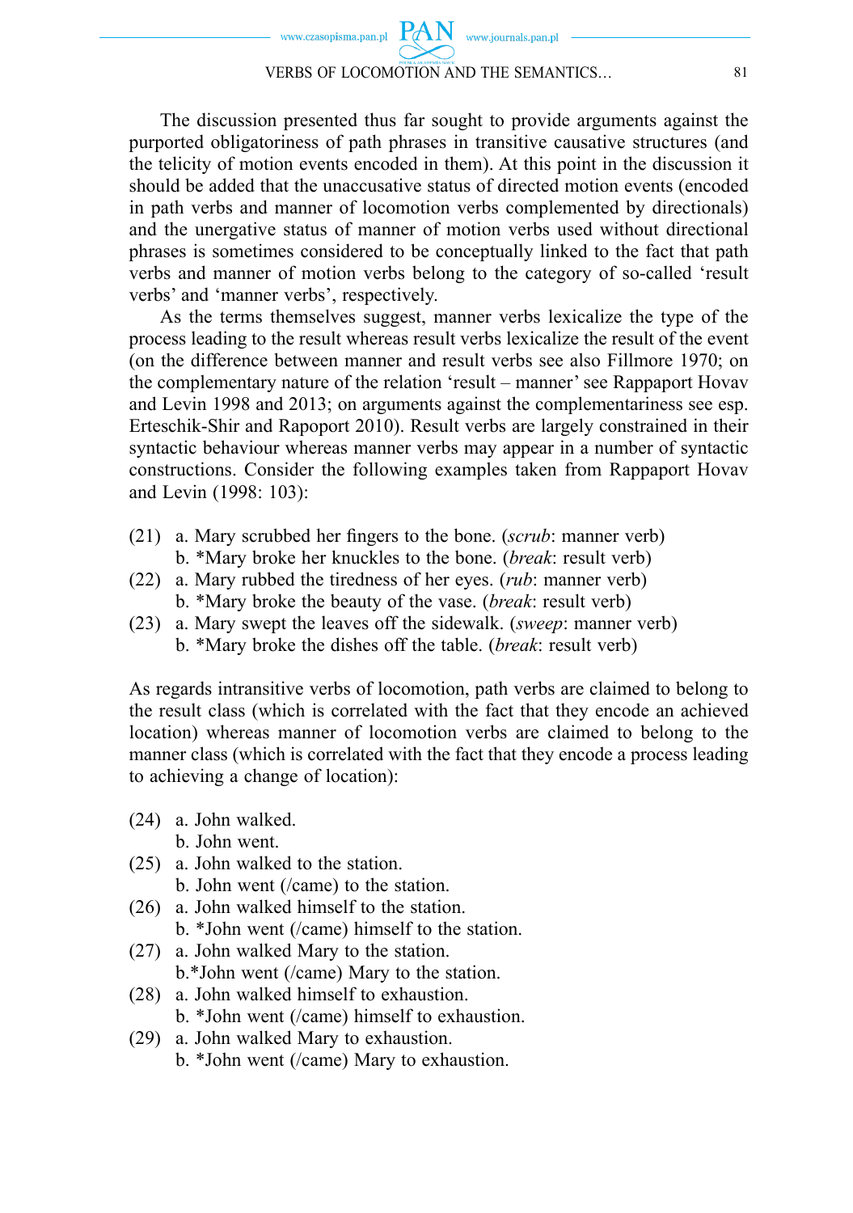The discussion presented thus far sought to provide arguments against the purported obligatoriness of path phrases in transitive causative structures (and the telicity of motion events encoded in them). At this point in the discussion it should be added that the unaccusative status of directed motion events (encoded in path verbs and manner of locomotion verbs complemented by directionals) and the unergative status of manner of motion verbs used without directional phrases is sometimes considered to be conceptually linked to the fact that path verbs and manner of motion verbs belong to the category of so-called 'result verbs' and 'manner verbs', respectively.

As the terms themselves suggest, manner verbs lexicalize the type of the process leading to the result whereas result verbs lexicalize the result of the event (on the difference between manner and result verbs see also Fillmore 1970; on the complementary nature of the relation 'result – manner' see Rappaport Hovav and Levin 1998 and 2013; on arguments against the complementariness see esp. Erteschik-Shir and Rapoport 2010). Result verbs are largely constrained in their syntactic behaviour whereas manner verbs may appear in a number of syntactic constructions. Consider the following examples taken from Rappaport Hovav and Levin (1998: 103):

(21) a. Mary scrubbed her fingers to the bone. (*scrub*: manner verb)
     b. *Mary broke her knuckles to the bone. (*break*: result verb)
(22) a. Mary rubbed the tiredness of her eyes. (*rub*: manner verb)
     b. *Mary broke the beauty of the vase. (*break*: result verb)
(23) a. Mary swept the leaves off the sidewalk. (*sweep*: manner verb)
     b. *Mary broke the dishes off the table. (*break*: result verb)

As regards intransitive verbs of locomotion, path verbs are claimed to belong to the result class (which is correlated with the fact that they encode an achieved location) whereas manner of locomotion verbs are claimed to belong to the manner class (which is correlated with the fact that they encode a process leading to achieving a change of location):

(24) a. John walked.
     b. John went.
(25) a. John walked to the station.
     b. John went (/came) to the station.
(26) a. John walked himself to the station.
     b. *John went (/came) himself to the station.
(27) a. John walked Mary to the station.
     b.*John went (/came) Mary to the station.
(28) a. John walked himself to exhaustion.
     b. *John went (/came) himself to exhaustion.
(29) a. John walked Mary to exhaustion.
     b. *John went (/came) Mary to exhaustion.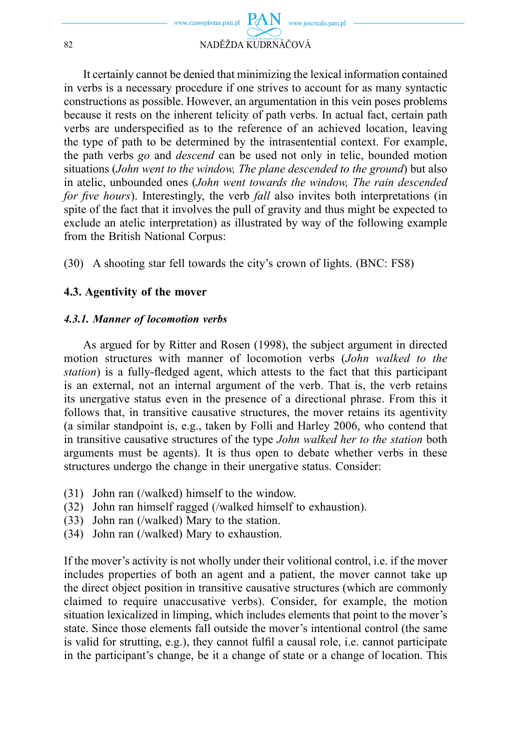It certainly cannot be denied that minimizing the lexical information contained in verbs is a necessary procedure if one strives to account for as many syntactic constructions as possible. However, an argumentation in this vein poses problems because it rests on the inherent telicity of path verbs. In actual fact, certain path verbs are underspecified as to the reference of an achieved location, leaving the type of path to be determined by the intrasentential context. For example, the path verbs *go* and *descend* can be used not only in telic, bounded motion situations (*John went to the window, The plane descended to the ground*) but also in atelic, unbounded ones (*John went towards the window, The rain descended for five hours*). Interestingly, the verb *fall* also invites both interpretations (in spite of the fact that it involves the pull of gravity and thus might be expected to exclude an atelic interpretation) as illustrated by way of the following example from the British National Corpus:

(30) A shooting star fell towards the city's crown of lights. (BNC: FS8)

### 4.3. Agentivity of the mover

#### *4.3.1. Manner of locomotion verbs*

As argued for by Ritter and Rosen (1998), the subject argument in directed motion structures with manner of locomotion verbs (*John walked to the station*) is a fully-fledged agent, which attests to the fact that this participant is an external, not an internal argument of the verb. That is, the verb retains its unergative status even in the presence of a directional phrase. From this it follows that, in transitive causative structures, the mover retains its agentivity (a similar standpoint is, e.g., taken by Folli and Harley 2006, who contend that in transitive causative structures of the type *John walked her to the station* both arguments must be agents). It is thus open to debate whether verbs in these structures undergo the change in their unergative status. Consider:

(31) John ran (/walked) himself to the window.
(32) John ran himself ragged (/walked himself to exhaustion).
(33) John ran (/walked) Mary to the station.
(34) John ran (/walked) Mary to exhaustion.

If the mover's activity is not wholly under their volitional control, i.e. if the mover includes properties of both an agent and a patient, the mover cannot take up the direct object position in transitive causative structures (which are commonly claimed to require unaccusative verbs). Consider, for example, the motion situation lexicalized in limping, which includes elements that point to the mover's state. Since those elements fall outside the mover's intentional control (the same is valid for strutting, e.g.), they cannot fulfil a causal role, i.e. cannot participate in the participant's change, be it a change of state or a change of location. This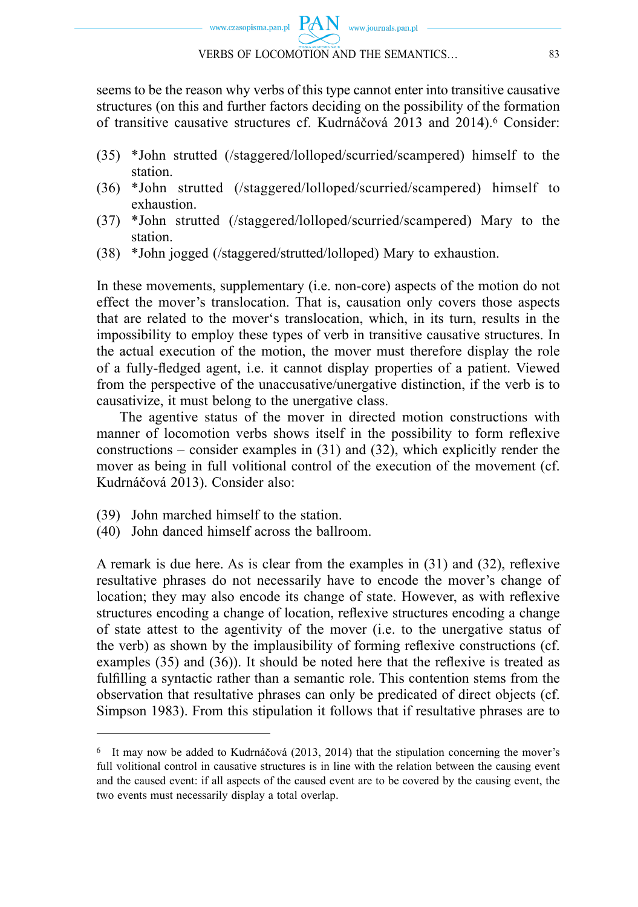seems to be the reason why verbs of this type cannot enter into transitive causative structures (on this and further factors deciding on the possibility of the formation of transitive causative structures cf. Kudrnáčová 2013 and 2014).[6] Consider:

(35) *John strutted (/staggered/lolloped/scurried/scampered) himself to the station.
(36) *John strutted (/staggered/lolloped/scurried/scampered) himself to exhaustion.
(37) *John strutted (/staggered/lolloped/scurried/scampered) Mary to the station.
(38) *John jogged (/staggered/strutted/lolloped) Mary to exhaustion.

In these movements, supplementary (i.e. non-core) aspects of the motion do not effect the mover's translocation. That is, causation only covers those aspects that are related to the mover‘s translocation, which, in its turn, results in the impossibility to employ these types of verb in transitive causative structures. In the actual execution of the motion, the mover must therefore display the role of a fully-fledged agent, i.e. it cannot display properties of a patient. Viewed from the perspective of the unaccusative/unergative distinction, if the verb is to causativize, it must belong to the unergative class.

The agentive status of the mover in directed motion constructions with manner of locomotion verbs shows itself in the possibility to form reflexive constructions – consider examples in (31) and (32), which explicitly render the mover as being in full volitional control of the execution of the movement (cf. Kudrnáčová 2013). Consider also:

(39) John marched himself to the station.
(40) John danced himself across the ballroom.

A remark is due here. As is clear from the examples in (31) and (32), reflexive resultative phrases do not necessarily have to encode the mover's change of location; they may also encode its change of state. However, as with reflexive structures encoding a change of location, reflexive structures encoding a change of state attest to the agentivity of the mover (i.e. to the unergative status of the verb) as shown by the implausibility of forming reflexive constructions (cf. examples (35) and (36)). It should be noted here that the reflexive is treated as fulfilling a syntactic rather than a semantic role. This contention stems from the observation that resultative phrases can only be predicated of direct objects (cf. Simpson 1983). From this stipulation it follows that if resultative phrases are to

---

[6] It may now be added to Kudrnáčová (2013, 2014) that the stipulation concerning the mover's full volitional control in causative structures is in line with the relation between the causing event and the caused event: if all aspects of the caused event are to be covered by the causing event, the two events must necessarily display a total overlap.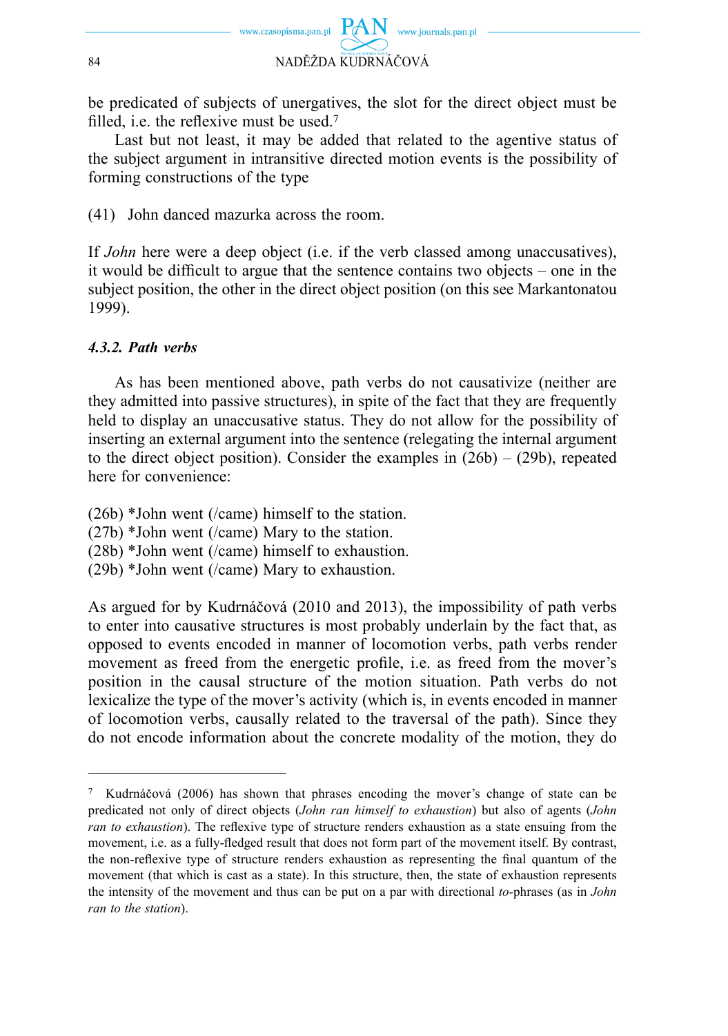be predicated of subjects of unergatives, the slot for the direct object must be filled, i.e. the reflexive must be used.[7]

Last but not least, it may be added that related to the agentive status of the subject argument in intransitive directed motion events is the possibility of forming constructions of the type

(41) John danced mazurka across the room.

If *John* here were a deep object (i.e. if the verb classed among unaccusatives), it would be difficult to argue that the sentence contains two objects – one in the subject position, the other in the direct object position (on this see Markantonatou 1999).

#### *4.3.2. Path verbs*

As has been mentioned above, path verbs do not causativize (neither are they admitted into passive structures), in spite of the fact that they are frequently held to display an unaccusative status. They do not allow for the possibility of inserting an external argument into the sentence (relegating the internal argument to the direct object position). Consider the examples in (26b) – (29b), repeated here for convenience:

(26b) *John went (/came) himself to the station.
(27b) *John went (/came) Mary to the station.
(28b) *John went (/came) himself to exhaustion.
(29b) *John went (/came) Mary to exhaustion.

As argued for by Kudrnáčová (2010 and 2013), the impossibility of path verbs to enter into causative structures is most probably underlain by the fact that, as opposed to events encoded in manner of locomotion verbs, path verbs render movement as freed from the energetic profile, i.e. as freed from the mover's position in the causal structure of the motion situation. Path verbs do not lexicalize the type of the mover's activity (which is, in events encoded in manner of locomotion verbs, causally related to the traversal of the path). Since they do not encode information about the concrete modality of the motion, they do

---

[7] Kudrnáčová (2006) has shown that phrases encoding the mover's change of state can be predicated not only of direct objects (*John ran himself to exhaustion*) but also of agents (*John ran to exhaustion*). The reflexive type of structure renders exhaustion as a state ensuing from the movement, i.e. as a fully-fledged result that does not form part of the movement itself. By contrast, the non-reflexive type of structure renders exhaustion as representing the final quantum of the movement (that which is cast as a state). In this structure, then, the state of exhaustion represents the intensity of the movement and thus can be put on a par with directional *to*-phrases (as in *John ran to the station*).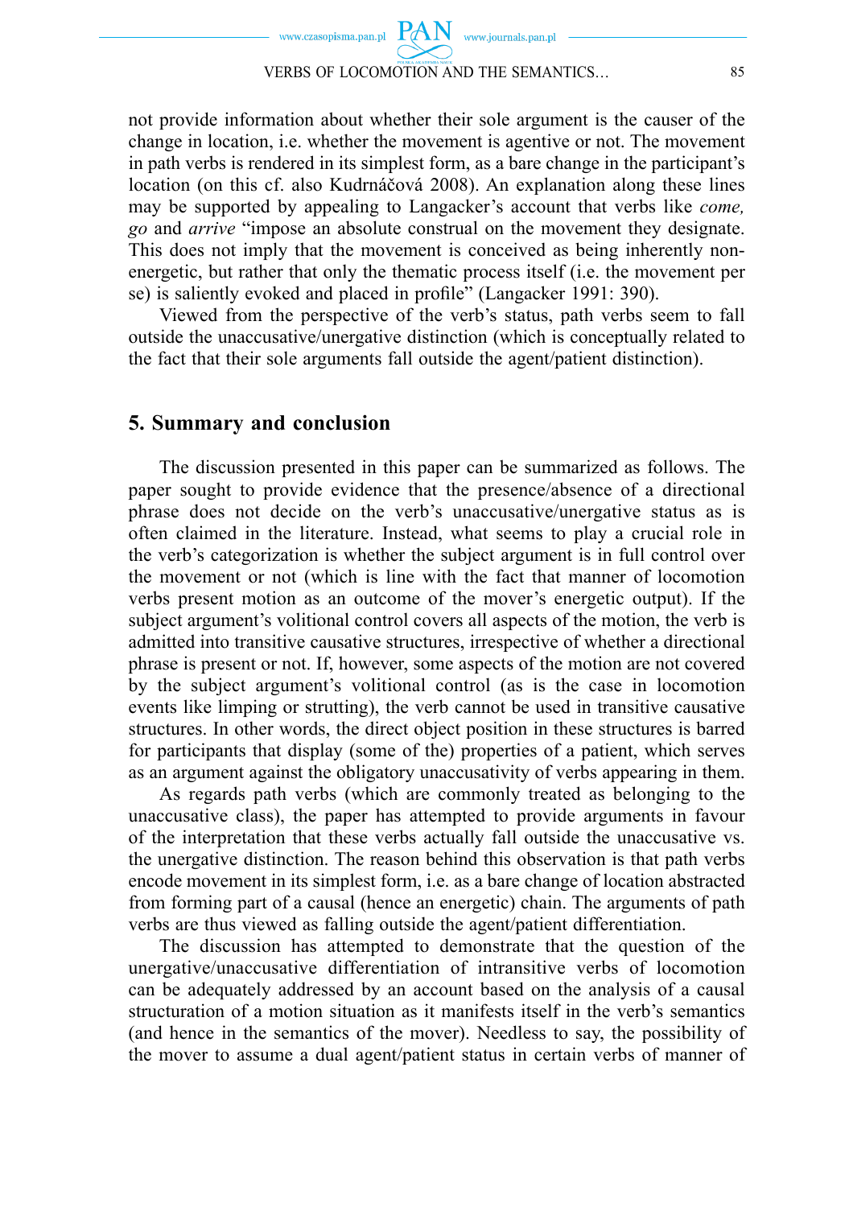not provide information about whether their sole argument is the causer of the change in location, i.e. whether the movement is agentive or not. The movement in path verbs is rendered in its simplest form, as a bare change in the participant's location (on this cf. also Kudrnáčová 2008). An explanation along these lines may be supported by appealing to Langacker's account that verbs like *come, go* and *arrive* "impose an absolute construal on the movement they designate. This does not imply that the movement is conceived as being inherently non-energetic, but rather that only the thematic process itself (i.e. the movement per se) is saliently evoked and placed in profile" (Langacker 1991: 390).

Viewed from the perspective of the verb's status, path verbs seem to fall outside the unaccusative/unergative distinction (which is conceptually related to the fact that their sole arguments fall outside the agent/patient distinction).

## 5. Summary and conclusion

The discussion presented in this paper can be summarized as follows. The paper sought to provide evidence that the presence/absence of a directional phrase does not decide on the verb's unaccusative/unergative status as is often claimed in the literature. Instead, what seems to play a crucial role in the verb's categorization is whether the subject argument is in full control over the movement or not (which is line with the fact that manner of locomotion verbs present motion as an outcome of the mover's energetic output). If the subject argument's volitional control covers all aspects of the motion, the verb is admitted into transitive causative structures, irrespective of whether a directional phrase is present or not. If, however, some aspects of the motion are not covered by the subject argument's volitional control (as is the case in locomotion events like limping or strutting), the verb cannot be used in transitive causative structures. In other words, the direct object position in these structures is barred for participants that display (some of the) properties of a patient, which serves as an argument against the obligatory unaccusativity of verbs appearing in them.

As regards path verbs (which are commonly treated as belonging to the unaccusative class), the paper has attempted to provide arguments in favour of the interpretation that these verbs actually fall outside the unaccusative vs. the unergative distinction. The reason behind this observation is that path verbs encode movement in its simplest form, i.e. as a bare change of location abstracted from forming part of a causal (hence an energetic) chain. The arguments of path verbs are thus viewed as falling outside the agent/patient differentiation.

The discussion has attempted to demonstrate that the question of the unergative/unaccusative differentiation of intransitive verbs of locomotion can be adequately addressed by an account based on the analysis of a causal structuration of a motion situation as it manifests itself in the verb's semantics (and hence in the semantics of the mover). Needless to say, the possibility of the mover to assume a dual agent/patient status in certain verbs of manner of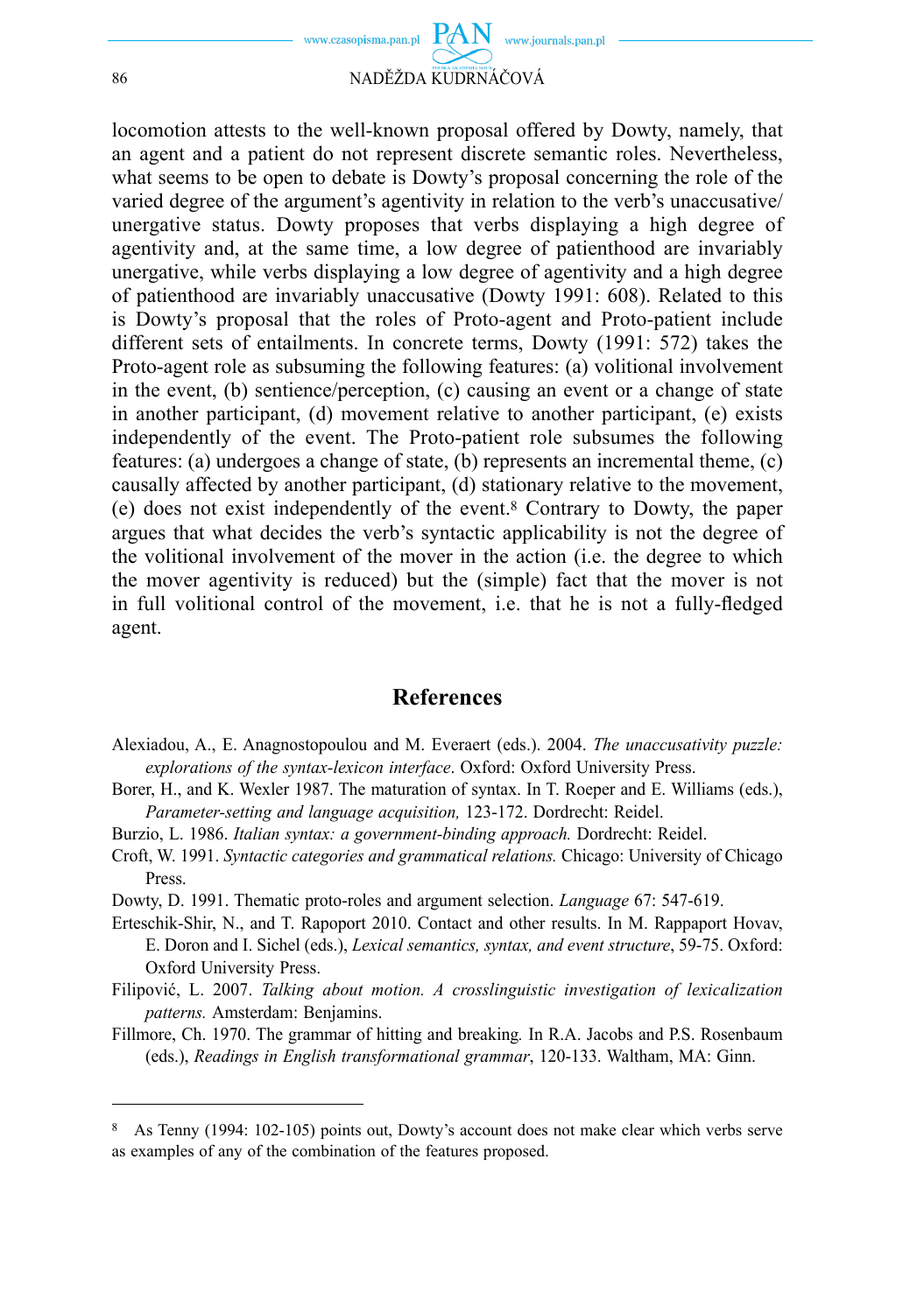locomotion attests to the well-known proposal offered by Dowty, namely, that an agent and a patient do not represent discrete semantic roles. Nevertheless, what seems to be open to debate is Dowty's proposal concerning the role of the varied degree of the argument's agentivity in relation to the verb's unaccusative/unergative status. Dowty proposes that verbs displaying a high degree of agentivity and, at the same time, a low degree of patienthood are invariably unergative, while verbs displaying a low degree of agentivity and a high degree of patienthood are invariably unaccusative (Dowty 1991: 608). Related to this is Dowty's proposal that the roles of Proto-agent and Proto-patient include different sets of entailments. In concrete terms, Dowty (1991: 572) takes the Proto-agent role as subsuming the following features: (a) volitional involvement in the event, (b) sentience/perception, (c) causing an event or a change of state in another participant, (d) movement relative to another participant, (e) exists independently of the event. The Proto-patient role subsumes the following features: (a) undergoes a change of state, (b) represents an incremental theme, (c) causally affected by another participant, (d) stationary relative to the movement, (e) does not exist independently of the event.[8] Contrary to Dowty, the paper argues that what decides the verb's syntactic applicability is not the degree of the volitional involvement of the mover in the action (i.e. the degree to which the mover agentivity is reduced) but the (simple) fact that the mover is not in full volitional control of the movement, i.e. that he is not a fully-fledged agent.

## References

Alexiadou, A., E. Anagnostopoulou and M. Everaert (eds.). 2004. *The unaccusativity puzzle: explorations of the syntax-lexicon interface*. Oxford: Oxford University Press.

Borer, H., and K. Wexler 1987. The maturation of syntax. In T. Roeper and E. Williams (eds.), *Parameter-setting and language acquisition,* 123-172. Dordrecht: Reidel.

Burzio, L. 1986. *Italian syntax: a government-binding approach.* Dordrecht: Reidel.

Croft, W. 1991. *Syntactic categories and grammatical relations.* Chicago: University of Chicago Press.

Dowty, D. 1991. Thematic proto-roles and argument selection. *Language* 67: 547-619.

Erteschik-Shir, N., and T. Rapoport 2010. Contact and other results. In M. Rappaport Hovav, E. Doron and I. Sichel (eds.), *Lexical semantics, syntax, and event structure*, 59-75. Oxford: Oxford University Press.

Filipović, L. 2007. *Talking about motion. A crosslinguistic investigation of lexicalization patterns.* Amsterdam: Benjamins.

Fillmore, Ch. 1970. The grammar of hitting and breaking. In R.A. Jacobs and P.S. Rosenbaum (eds.), *Readings in English transformational grammar*, 120-133. Waltham, MA: Ginn.

---

[8] As Tenny (1994: 102-105) points out, Dowty's account does not make clear which verbs serve as examples of any of the combination of the features proposed.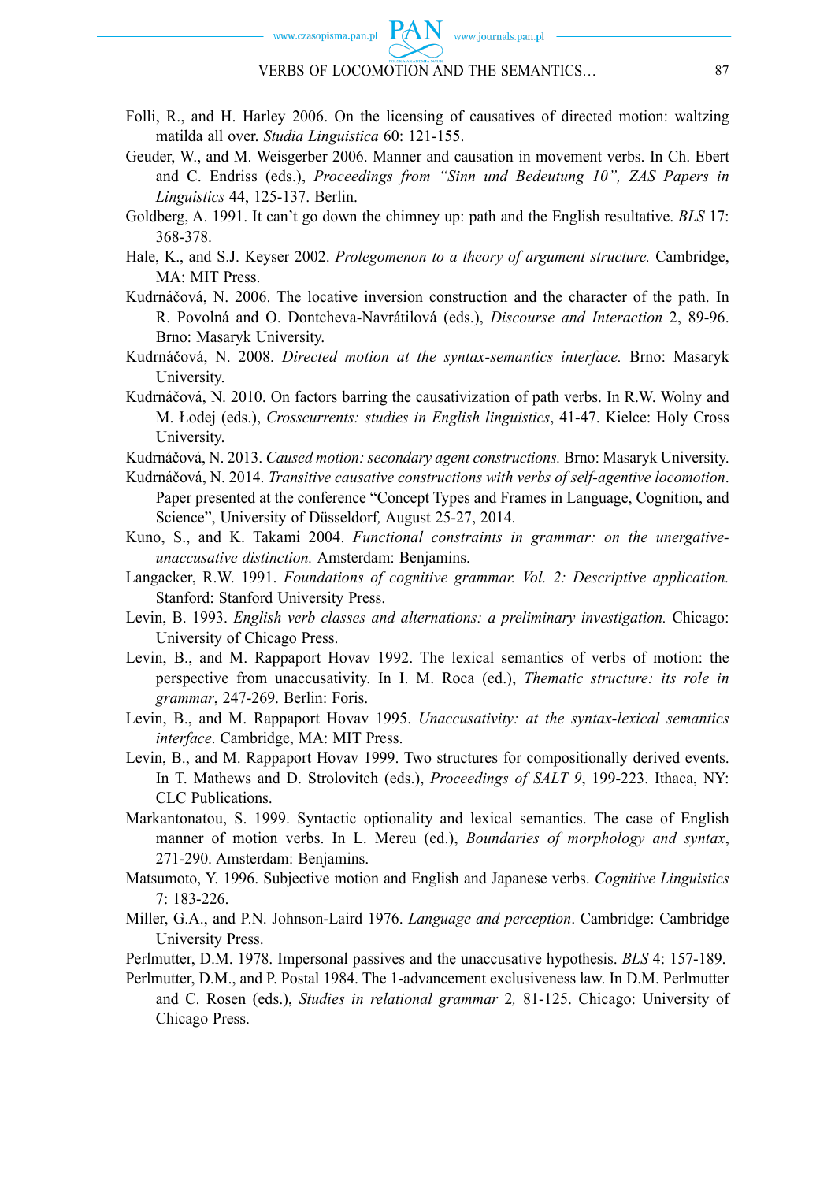Folli, R., and H. Harley 2006. On the licensing of causatives of directed motion: waltzing matilda all over. *Studia Linguistica* 60: 121-155.

Geuder, W., and M. Weisgerber 2006. Manner and causation in movement verbs. In Ch. Ebert and C. Endriss (eds.), *Proceedings from "Sinn und Bedeutung 10", ZAS Papers in Linguistics* 44, 125-137. Berlin.

Goldberg, A. 1991. It can't go down the chimney up: path and the English resultative. *BLS* 17: 368-378.

Hale, K., and S.J. Keyser 2002. *Prolegomenon to a theory of argument structure.* Cambridge, MA: MIT Press.

Kudrnáčová, N. 2006. The locative inversion construction and the character of the path. In R. Povolná and O. Dontcheva-Navrátilová (eds.), *Discourse and Interaction* 2, 89-96. Brno: Masaryk University.

Kudrnáčová, N. 2008. *Directed motion at the syntax-semantics interface.* Brno: Masaryk University.

Kudrnáčová, N. 2010. On factors barring the causativization of path verbs. In R.W. Wolny and M. Łodej (eds.), *Crosscurrents: studies in English linguistics*, 41-47. Kielce: Holy Cross University.

Kudrnáčová, N. 2013. *Caused motion: secondary agent constructions.* Brno: Masaryk University.

Kudrnáčová, N. 2014. *Transitive causative constructions with verbs of self-agentive locomotion*. Paper presented at the conference "Concept Types and Frames in Language, Cognition, and Science", University of Düsseldorf, August 25-27, 2014.

Kuno, S., and K. Takami 2004. *Functional constraints in grammar: on the unergative-unaccusative distinction.* Amsterdam: Benjamins.

Langacker, R.W. 1991. *Foundations of cognitive grammar. Vol. 2: Descriptive application.* Stanford: Stanford University Press.

Levin, B. 1993. *English verb classes and alternations: a preliminary investigation.* Chicago: University of Chicago Press.

Levin, B., and M. Rappaport Hovav 1992. The lexical semantics of verbs of motion: the perspective from unaccusativity. In I. M. Roca (ed.), *Thematic structure: its role in grammar*, 247-269. Berlin: Foris.

Levin, B., and M. Rappaport Hovav 1995. *Unaccusativity: at the syntax-lexical semantics interface*. Cambridge, MA: MIT Press.

Levin, B., and M. Rappaport Hovav 1999. Two structures for compositionally derived events. In T. Mathews and D. Strolovitch (eds.), *Proceedings of SALT 9*, 199-223. Ithaca, NY: CLC Publications.

Markantonatou, S. 1999. Syntactic optionality and lexical semantics. The case of English manner of motion verbs. In L. Mereu (ed.), *Boundaries of morphology and syntax*, 271-290. Amsterdam: Benjamins.

Matsumoto, Y. 1996. Subjective motion and English and Japanese verbs. *Cognitive Linguistics* 7: 183-226.

Miller, G.A., and P.N. Johnson-Laird 1976. *Language and perception*. Cambridge: Cambridge University Press.

Perlmutter, D.M. 1978. Impersonal passives and the unaccusative hypothesis. *BLS* 4: 157-189.

Perlmutter, D.M., and P. Postal 1984. The 1-advancement exclusiveness law. In D.M. Perlmutter and C. Rosen (eds.), *Studies in relational grammar* 2, 81-125. Chicago: University of Chicago Press.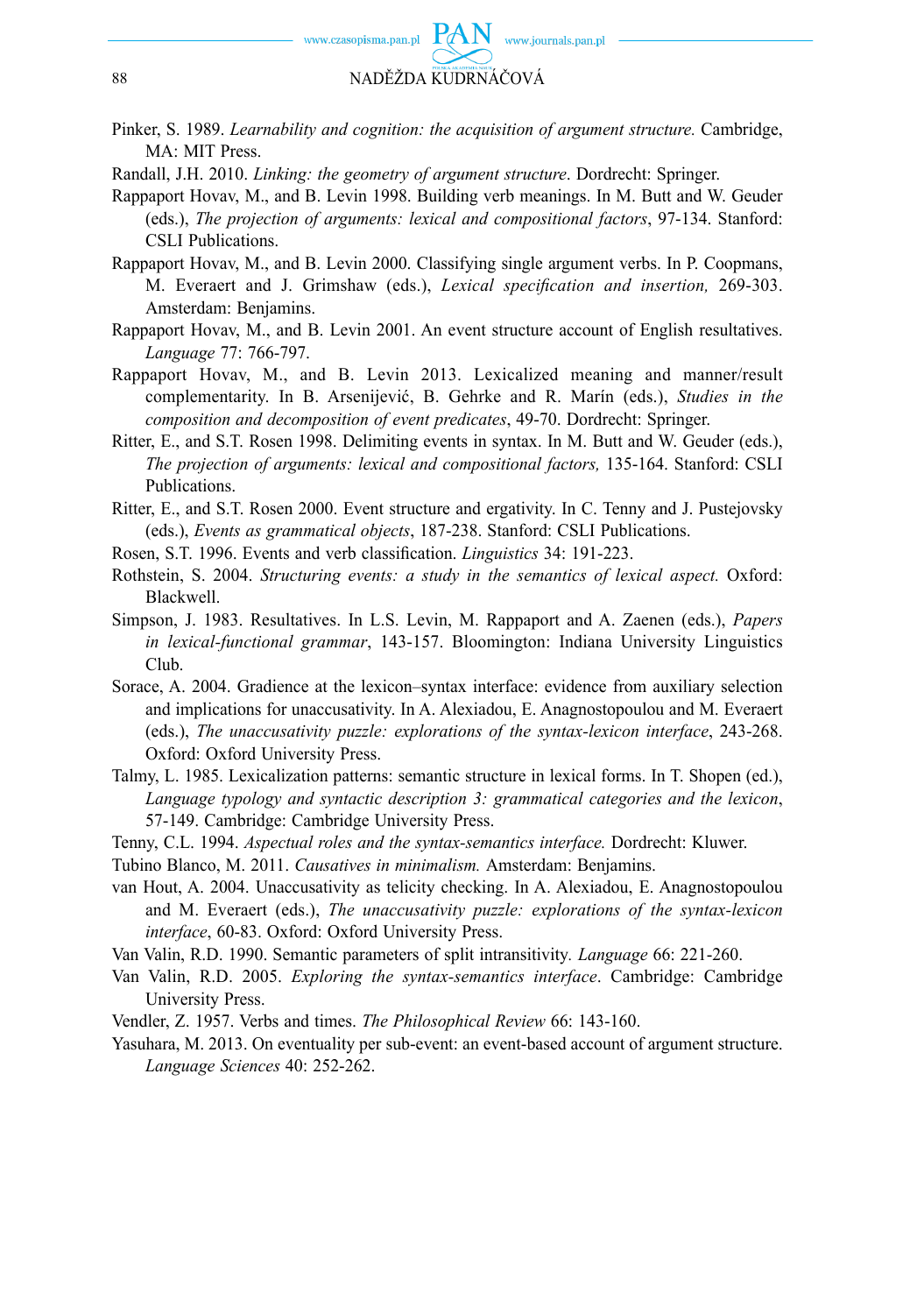Pinker, S. 1989. *Learnability and cognition: the acquisition of argument structure.* Cambridge, MA: MIT Press.

Randall, J.H. 2010. *Linking: the geometry of argument structure*. Dordrecht: Springer.

Rappaport Hovav, M., and B. Levin 1998. Building verb meanings. In M. Butt and W. Geuder (eds.), *The projection of arguments: lexical and compositional factors*, 97-134. Stanford: CSLI Publications.

Rappaport Hovav, M., and B. Levin 2000. Classifying single argument verbs. In P. Coopmans, M. Everaert and J. Grimshaw (eds.), *Lexical specification and insertion,* 269-303. Amsterdam: Benjamins.

Rappaport Hovav, M., and B. Levin 2001. An event structure account of English resultatives. *Language* 77: 766-797.

Rappaport Hovav, M., and B. Levin 2013. Lexicalized meaning and manner/result complementarity. In B. Arsenijević, B. Gehrke and R. Marín (eds.), *Studies in the composition and decomposition of event predicates*, 49-70. Dordrecht: Springer.

Ritter, E., and S.T. Rosen 1998. Delimiting events in syntax. In M. Butt and W. Geuder (eds.), *The projection of arguments: lexical and compositional factors,* 135-164. Stanford: CSLI Publications.

Ritter, E., and S.T. Rosen 2000. Event structure and ergativity. In C. Tenny and J. Pustejovsky (eds.), *Events as grammatical objects*, 187-238. Stanford: CSLI Publications.

Rosen, S.T. 1996. Events and verb classification. *Linguistics* 34: 191-223.

Rothstein, S. 2004. *Structuring events: a study in the semantics of lexical aspect.* Oxford: Blackwell.

Simpson, J. 1983. Resultatives. In L.S. Levin, M. Rappaport and A. Zaenen (eds.), *Papers in lexical-functional grammar*, 143-157. Bloomington: Indiana University Linguistics Club.

Sorace, A. 2004. Gradience at the lexicon–syntax interface: evidence from auxiliary selection and implications for unaccusativity. In A. Alexiadou, E. Anagnostopoulou and M. Everaert (eds.), *The unaccusativity puzzle: explorations of the syntax-lexicon interface*, 243-268. Oxford: Oxford University Press.

Talmy, L. 1985. Lexicalization patterns: semantic structure in lexical forms. In T. Shopen (ed.), *Language typology and syntactic description 3: grammatical categories and the lexicon*, 57-149. Cambridge: Cambridge University Press.

Tenny, C.L. 1994. *Aspectual roles and the syntax-semantics interface.* Dordrecht: Kluwer.

Tubino Blanco, M. 2011. *Causatives in minimalism.* Amsterdam: Benjamins.

van Hout, A. 2004. Unaccusativity as telicity checking. In A. Alexiadou, E. Anagnostopoulou and M. Everaert (eds.), *The unaccusativity puzzle: explorations of the syntax-lexicon interface*, 60-83. Oxford: Oxford University Press.

Van Valin, R.D. 1990. Semantic parameters of split intransitivity*. Language* 66: 221-260.

Van Valin, R.D. 2005. *Exploring the syntax-semantics interface*. Cambridge: Cambridge University Press.

Vendler, Z. 1957. Verbs and times. *The Philosophical Review* 66: 143-160.

Yasuhara, M. 2013. On eventuality per sub-event: an event-based account of argument structure. *Language Sciences* 40: 252-262.